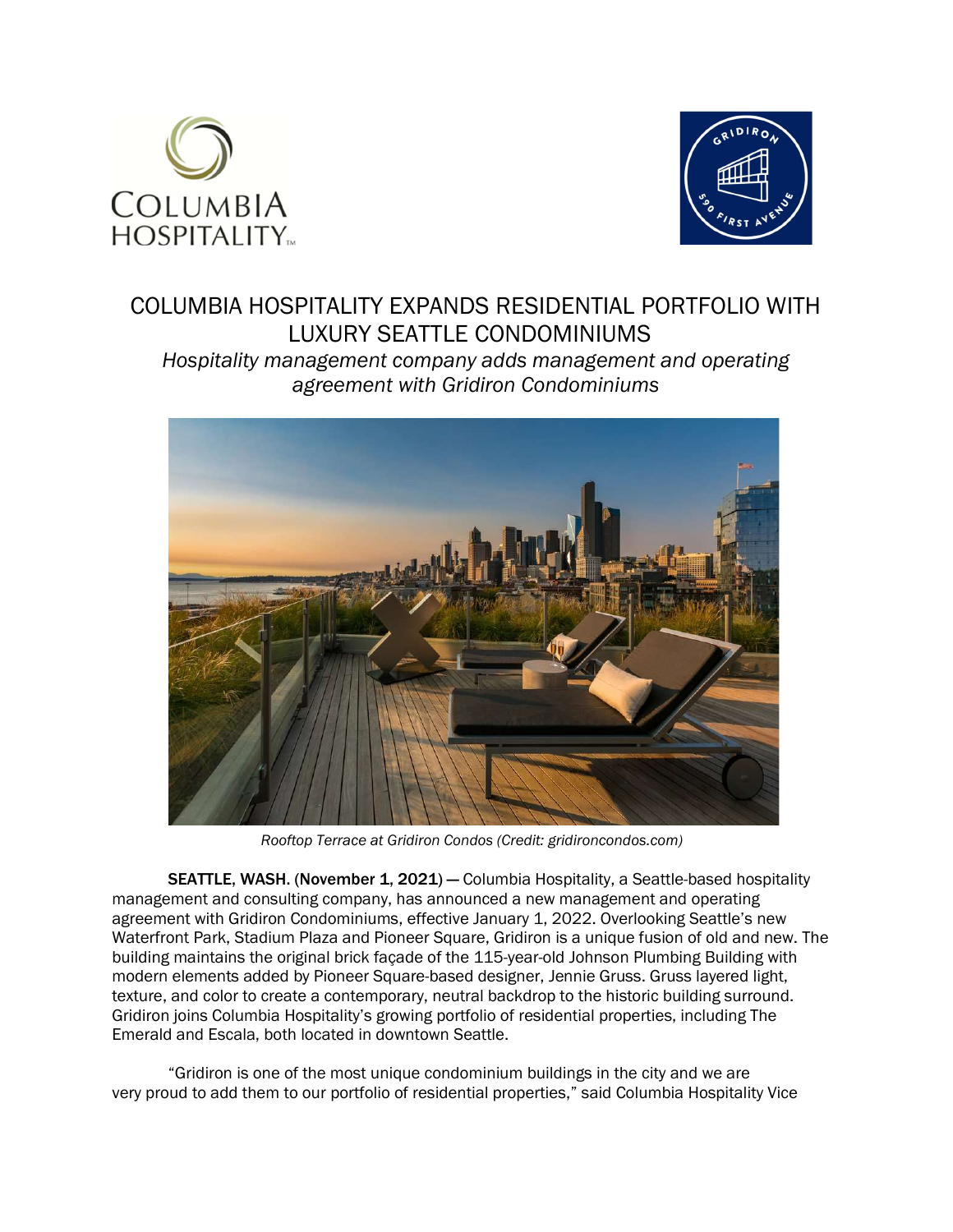# COLUMBIA HOSPITALITY EXPANDS RESIDENTIAL PORTFOLIO WITH LUXURY SEATTLE CONDOMINIUMS

*Hospitality management company adds management and operating agreement with Gridiron Condominiums*

*Rooftop Terrace at Gridiron Condos (Credit: gridironcondos.com)*

**SEATTLE, WASH.** (**November 1, 2021**) — Columbia Hospitality, a Seattle-based hospitality management and consulting company, has announced a new management and operating agreement with Gridiron Condominiums, effective January 1, 2022. Overlooking Seattle's new Waterfront Park, Stadium Plaza and Pioneer Square, Gridiron is a unique fusion of old and new. The building maintains the original brick façade of the 115-year-old Johnson Plumbing Building with modern elements added by Pioneer Square-based designer, Jennie Gruss. Gruss layered light, texture, and color to create a contemporary, neutral backdrop to the historic building surround. Gridiron joins Columbia Hospitality's growing portfolio of residential properties, including The Emerald and Escala, both located in downtown Seattle.

"Gridiron is one of the most unique condominium buildings in the city and we are very proud to add them to our portfolio of residential properties," said Columbia Hospitality Vice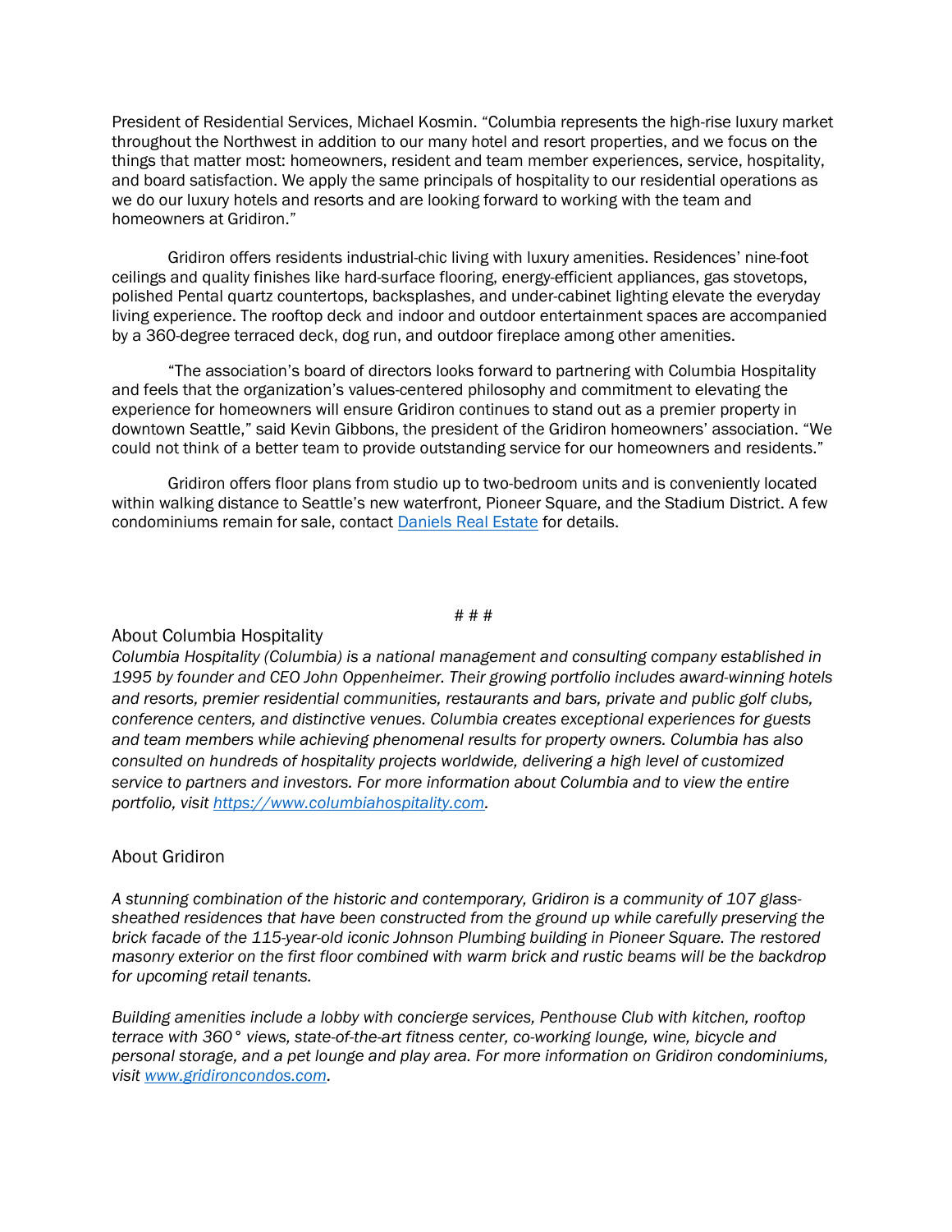President of Residential Services, Michael Kosmin. "Columbia represents the high-rise luxury market throughout the Northwest in addition to our many hotel and resort properties, and we focus on the things that matter most: homeowners, resident and team member experiences, service, hospitality, and board satisfaction. We apply the same principals of hospitality to our residential operations as we do our luxury hotels and resorts and are looking forward to working with the team and homeowners at Gridiron."

Gridiron offers residents industrial-chic living with luxury amenities. Residences' nine-foot ceilings and quality finishes like hard-surface flooring, energy-efficient appliances, gas stovetops, polished Pental quartz countertops, backsplashes, and under-cabinet lighting elevate the everyday living experience. The rooftop deck and indoor and outdoor entertainment spaces are accompanied by a 360-degree terraced deck, dog run, and outdoor fireplace among other amenities.

"The association's board of directors looks forward to partnering with Columbia Hospitality and feels that the organization's values-centered philosophy and commitment to elevating the experience for homeowners will ensure Gridiron continues to stand out as a premier property in downtown Seattle," said Kevin Gibbons, the president of the Gridiron homeowners' association. "We could not think of a better team to provide outstanding service for our homeowners and residents."

Gridiron offers floor plans from studio up to two-bedroom units and is conveniently located within walking distance to Seattle's new waterfront, Pioneer Square, and the Stadium District. A few condominiums remain for sale, contact [Daniels Real Estate]() for details.

# # #

## About Columbia Hospitality

*Columbia Hospitality (Columbia) is a national management and consulting company established in 1995 by founder and CEO John Oppenheimer. Their growing portfolio includes award-winning hotels and resorts, premier residential communities, restaurants and bars, private and public golf clubs, conference centers, and distinctive venues. Columbia creates exceptional experiences for guests and team members while achieving phenomenal results for property owners. Columbia has also consulted on hundreds of hospitality projects worldwide, delivering a high level of customized service to partners and investors. For more information about Columbia and to view the entire portfolio, visit [https://www.columbiahospitality.com](https://www.columbiahospitality.com).*

## About Gridiron

*A stunning combination of the historic and contemporary, Gridiron is a community of 107 glass-sheathed residences that have been constructed from the ground up while carefully preserving the brick facade of the 115-year-old iconic Johnson Plumbing building in Pioneer Square. The restored masonry exterior on the first floor combined with warm brick and rustic beams will be the backdrop for upcoming retail tenants.*

*Building amenities include a lobby with concierge services, Penthouse Club with kitchen, rooftop terrace with 360° views, state-of-the-art fitness center, co-working lounge, wine, bicycle and personal storage, and a pet lounge and play area. For more information on Gridiron condominiums, visit [www.gridironcondos.com](www.gridironcondos.com).*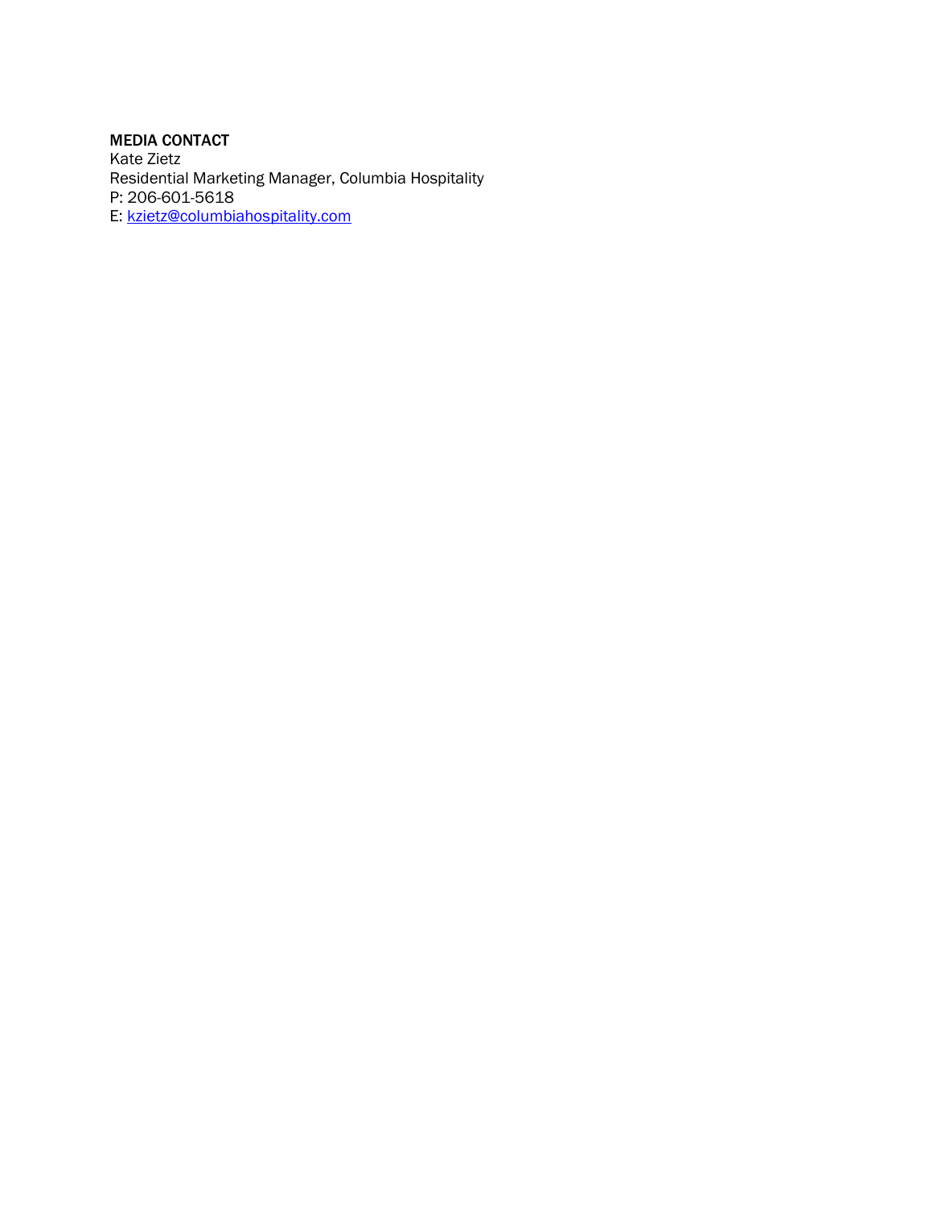**MEDIA CONTACT**
Kate Zietz
Residential Marketing Manager, Columbia Hospitality
P: 206-601-5618
E: kzietz@columbiahospitality.com